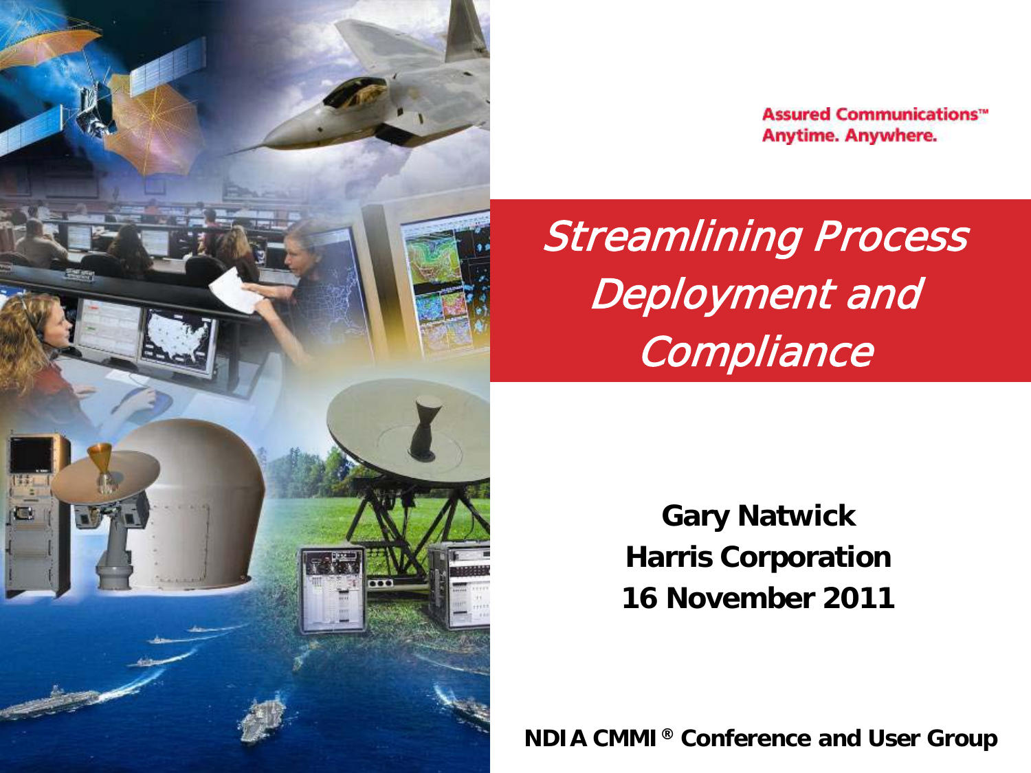Assured Communications™
Anytime. Anywhere.

# *Streamlining Process Deployment and Compliance*

**Gary Natwick**
**Harris Corporation**
**16 November 2011**

**NDIA CMMI ® Conference and User Group**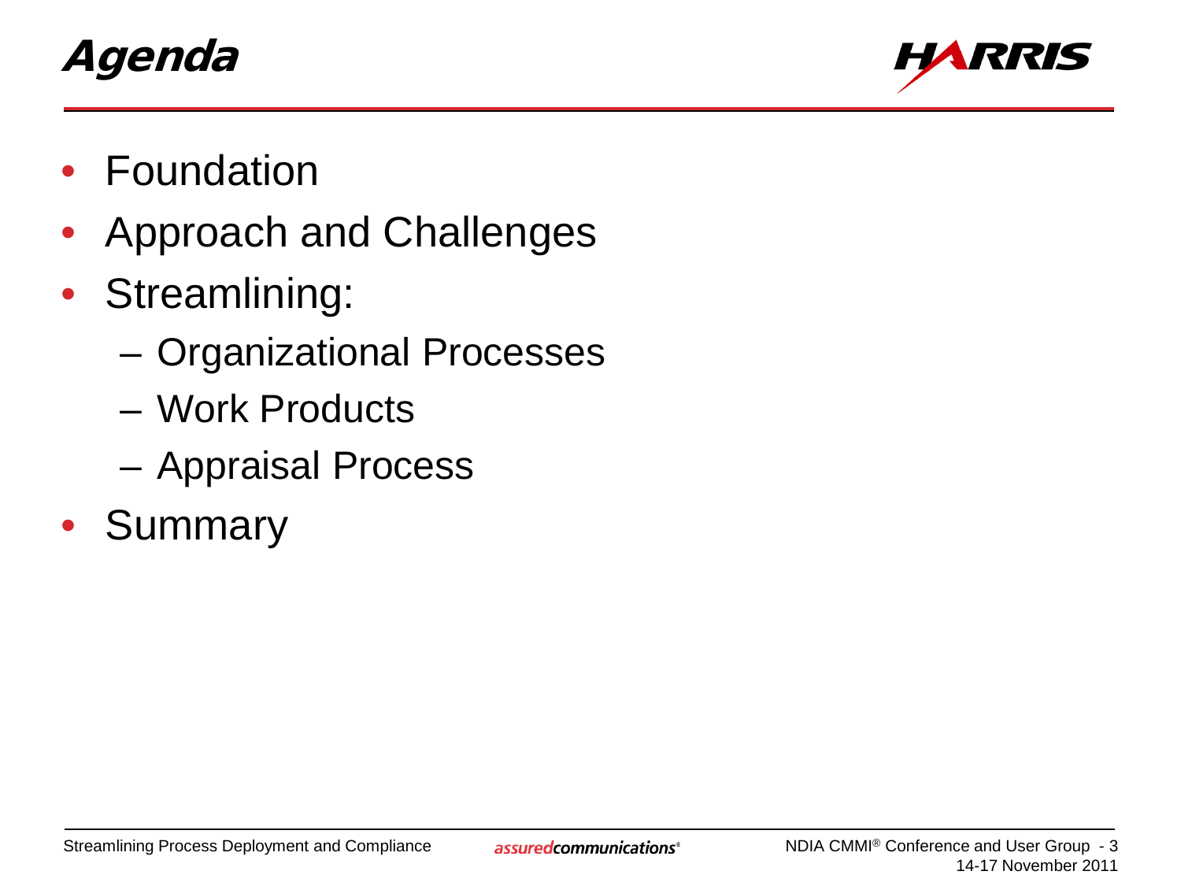# Agenda

- Foundation
- Approach and Challenges
- Streamlining:
  - Organizational Processes
  - Work Products
  - Appraisal Process
- Summary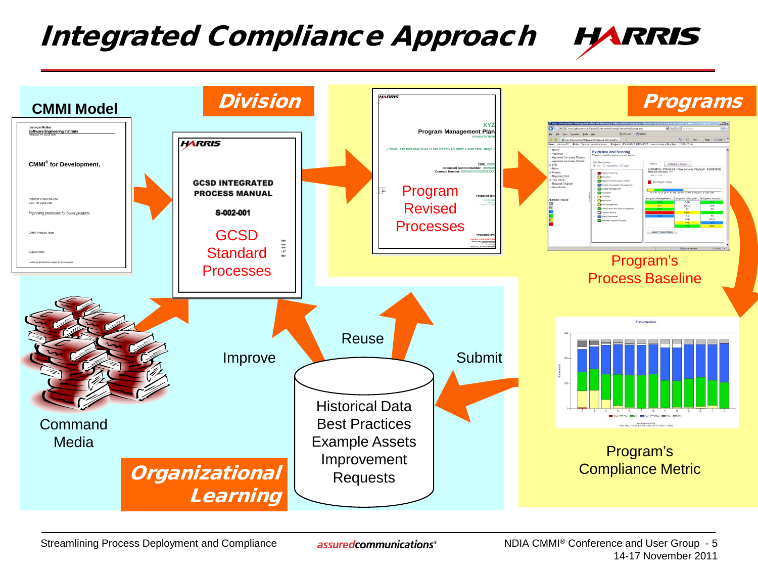# Integrated Compliance Approach

**CMMI Model**

**Division**

**Programs**

GCSD Standard Processes

Program Revised Processes

Program's Process Baseline

Program's Compliance Metric

Command Media

Improve

Reuse

Submit

Historical Data
Best Practices
Example Assets
Improvement Requests

**Organizational Learning**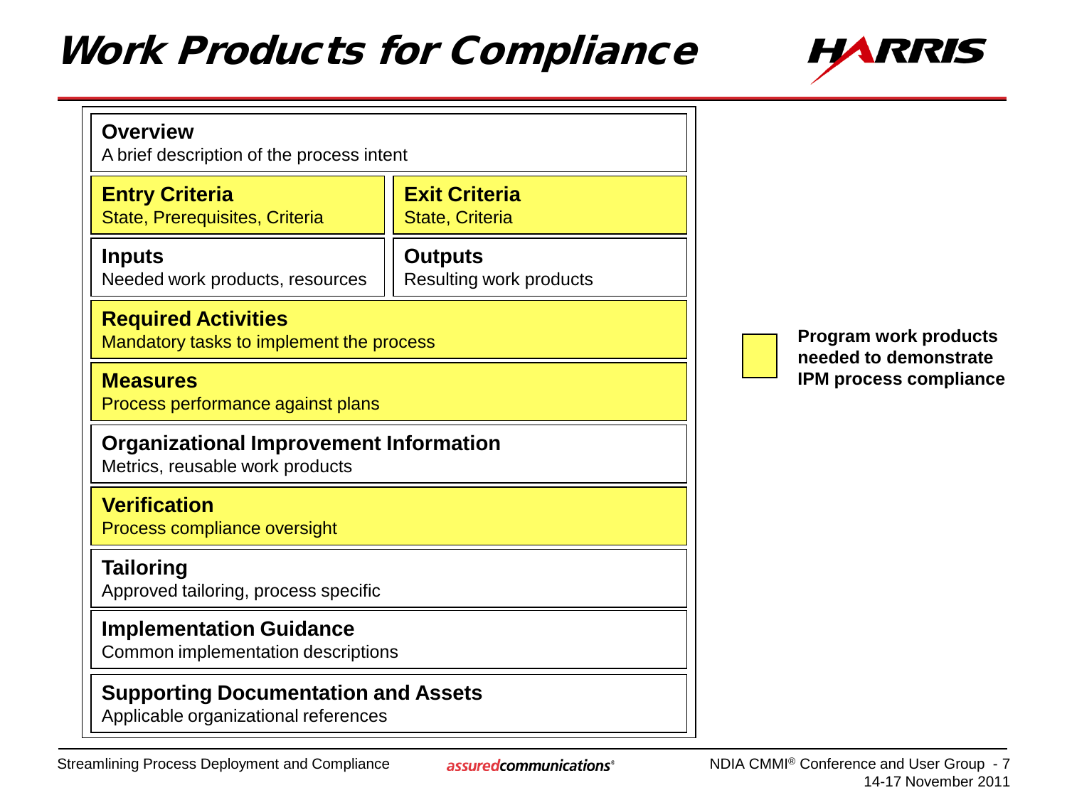# Work Products for Compliance

**Overview**
A brief description of the process intent

**Entry Criteria**
State, Prerequisites, Criteria

**Exit Criteria**
State, Criteria

**Inputs**
Needed work products, resources

**Outputs**
Resulting work products

**Required Activities**
Mandatory tasks to implement the process

**Measures**
Process performance against plans

**Organizational Improvement Information**
Metrics, reusable work products

**Verification**
Process compliance oversight

**Tailoring**
Approved tailoring, process specific

**Implementation Guidance**
Common implementation descriptions

**Supporting Documentation and Assets**
Applicable organizational references

Highlighted (yellow) boxes: **Program work products needed to demonstrate IPM process compliance**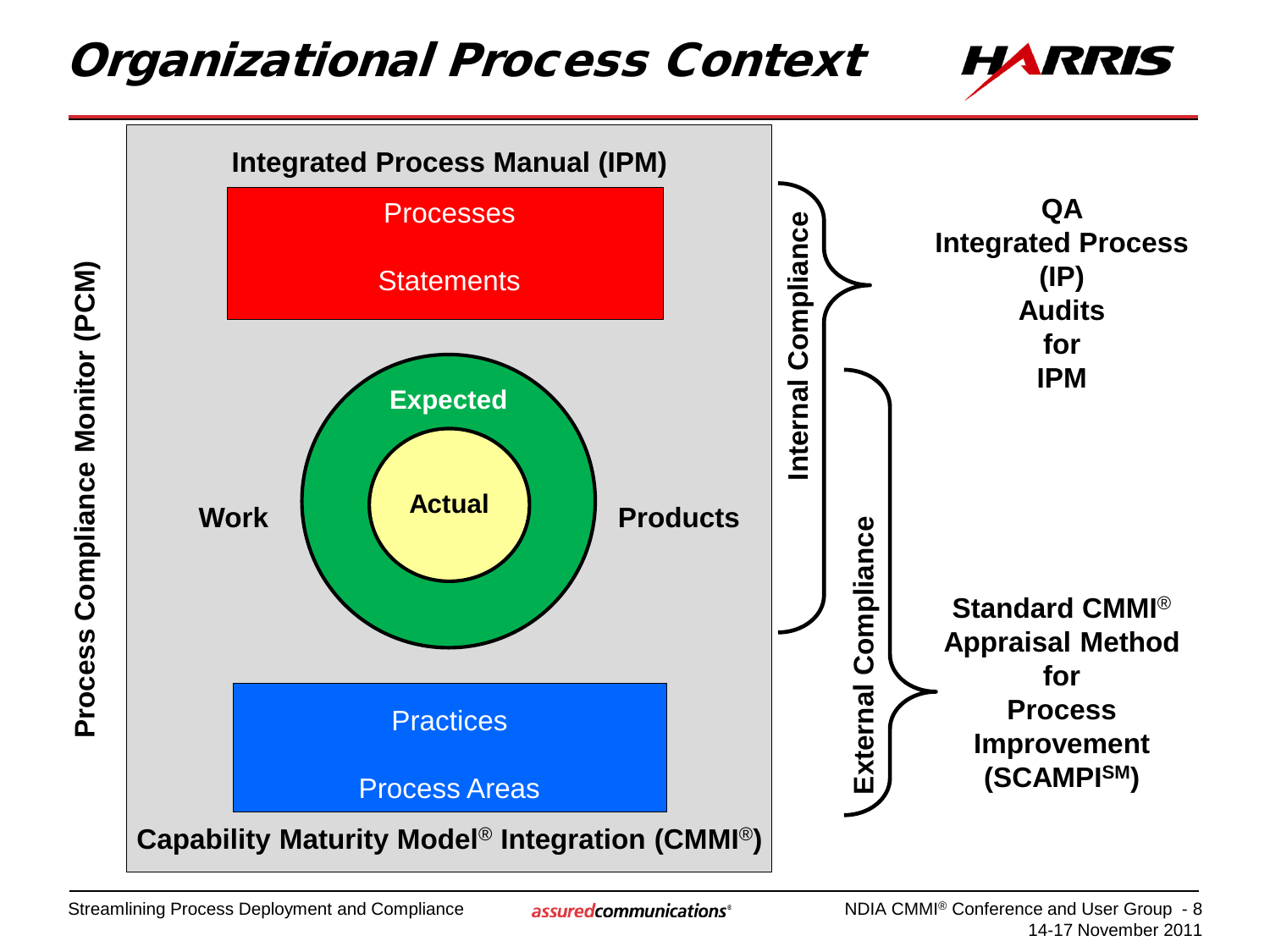# Organizational Process Context

**Process Compliance Monitor (PCM)**

**Integrated Process Manual (IPM)**

Processes

Statements

**Expected**

**Work** **Actual** **Products**

Practices

Process Areas

**Capability Maturity Model® Integration (CMMI®)**

**Internal Compliance**

**QA Integrated Process (IP) Audits for IPM**

**External Compliance**

**Standard CMMI® Appraisal Method for Process Improvement (SCAMPI[SM])**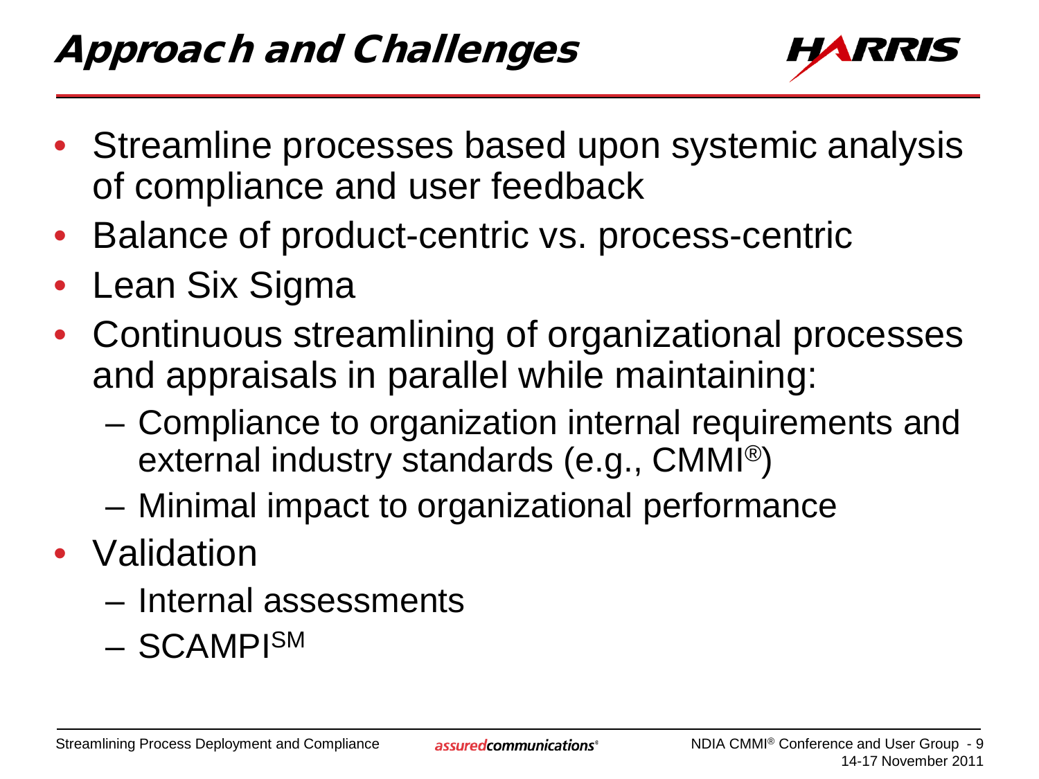# Approach and Challenges

- Streamline processes based upon systemic analysis of compliance and user feedback
- Balance of product-centric vs. process-centric
- Lean Six Sigma
- Continuous streamlining of organizational processes and appraisals in parallel while maintaining:
  - Compliance to organization internal requirements and external industry standards (e.g., CMMI®)
  - Minimal impact to organizational performance
- Validation
  - Internal assessments
  - SCAMPI℠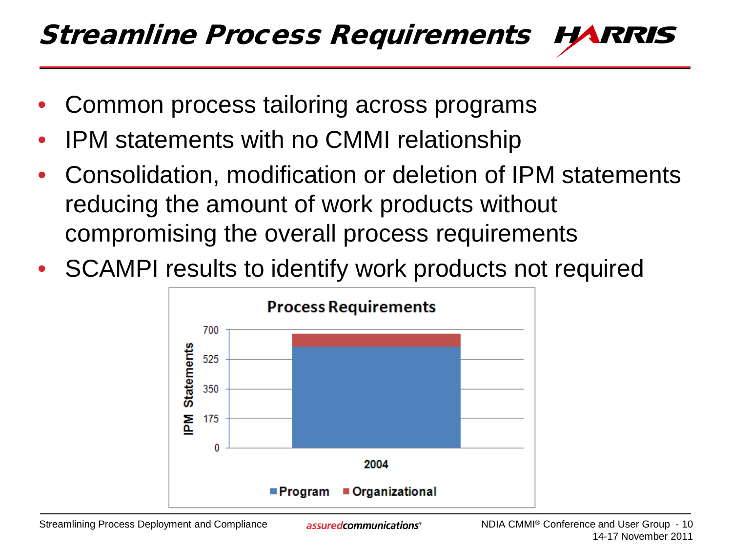# Streamline Process Requirements

- Common process tailoring across programs
- IPM statements with no CMMI relationship
- Consolidation, modification or deletion of IPM statements reducing the amount of work products without compromising the overall process requirements
- SCAMPI results to identify work products not required

**Process Requirements**

IPM Statements

700
525
350
175
0

2004

Program · Organizational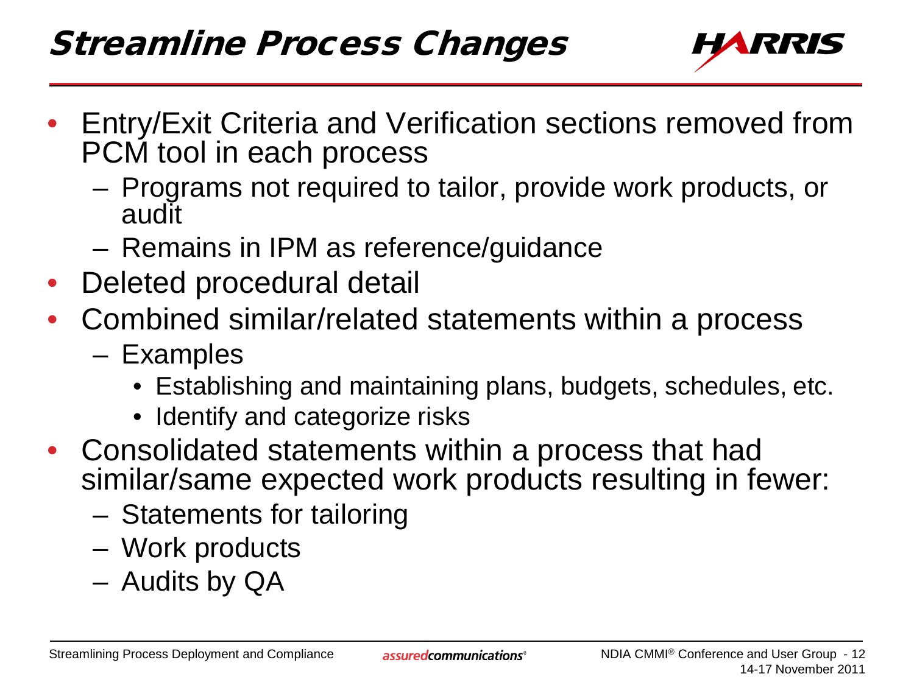# Streamline Process Changes

- Entry/Exit Criteria and Verification sections removed from PCM tool in each process
  - Programs not required to tailor, provide work products, or audit
  - Remains in IPM as reference/guidance
- Deleted procedural detail
- Combined similar/related statements within a process
  - Examples
    - Establishing and maintaining plans, budgets, schedules, etc.
    - Identify and categorize risks
- Consolidated statements within a process that had similar/same expected work products resulting in fewer:
  - Statements for tailoring
  - Work products
  - Audits by QA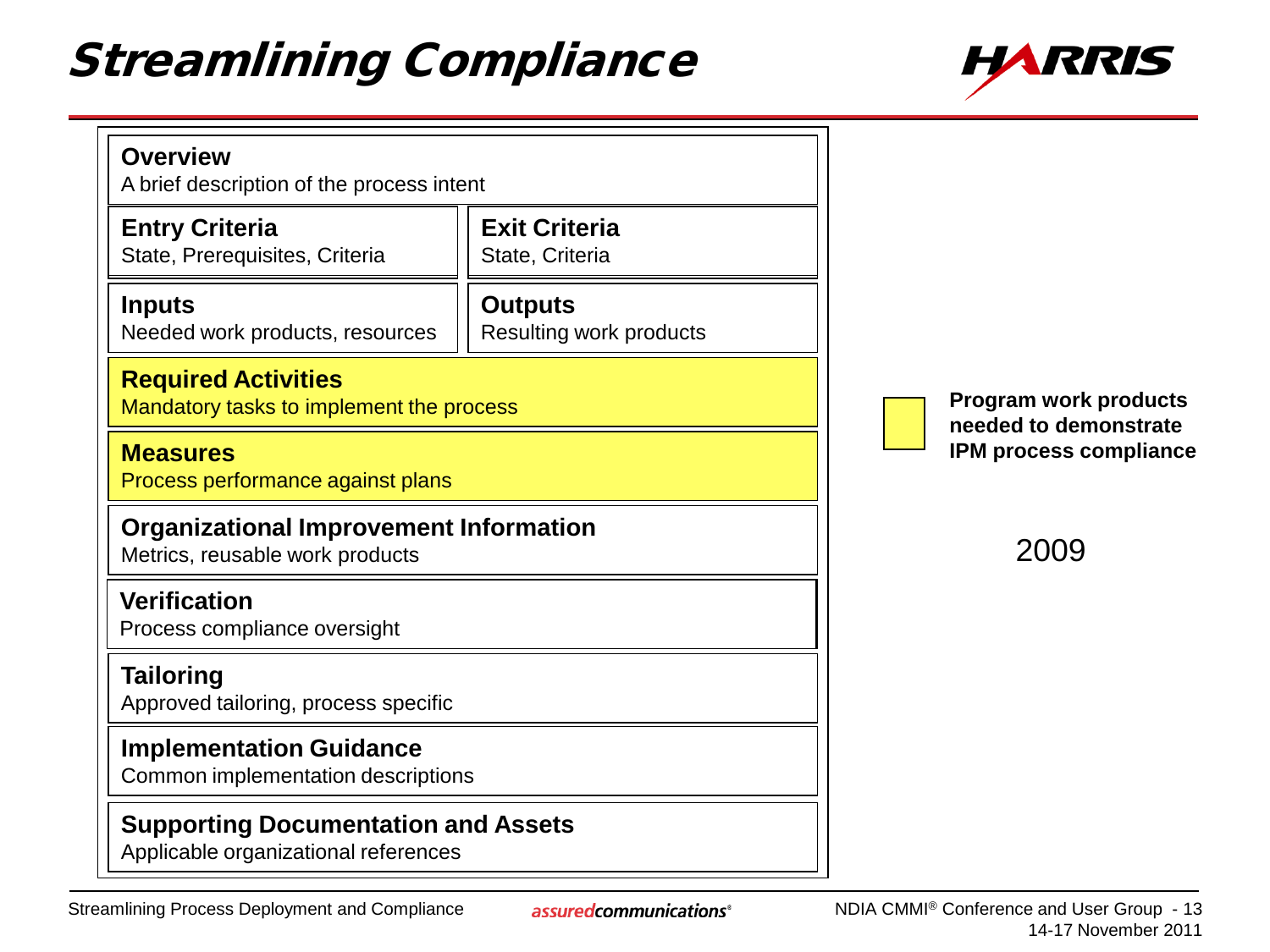# Streamlining Compliance

**Overview**
A brief description of the process intent

| **Entry Criteria** | **Exit Criteria** |
| --- | --- |
| State, Prerequisites, Criteria | State, Criteria |

| **Inputs** | **Outputs** |
| --- | --- |
| Needed work products, resources | Resulting work products |

**Required Activities**
Mandatory tasks to implement the process

**Measures**
Process performance against plans

**Organizational Improvement Information**
Metrics, reusable work products

**Verification**
Process compliance oversight

**Tailoring**
Approved tailoring, process specific

**Implementation Guidance**
Common implementation descriptions

**Supporting Documentation and Assets**
Applicable organizational references

**Program work products needed to demonstrate IPM process compliance**

2009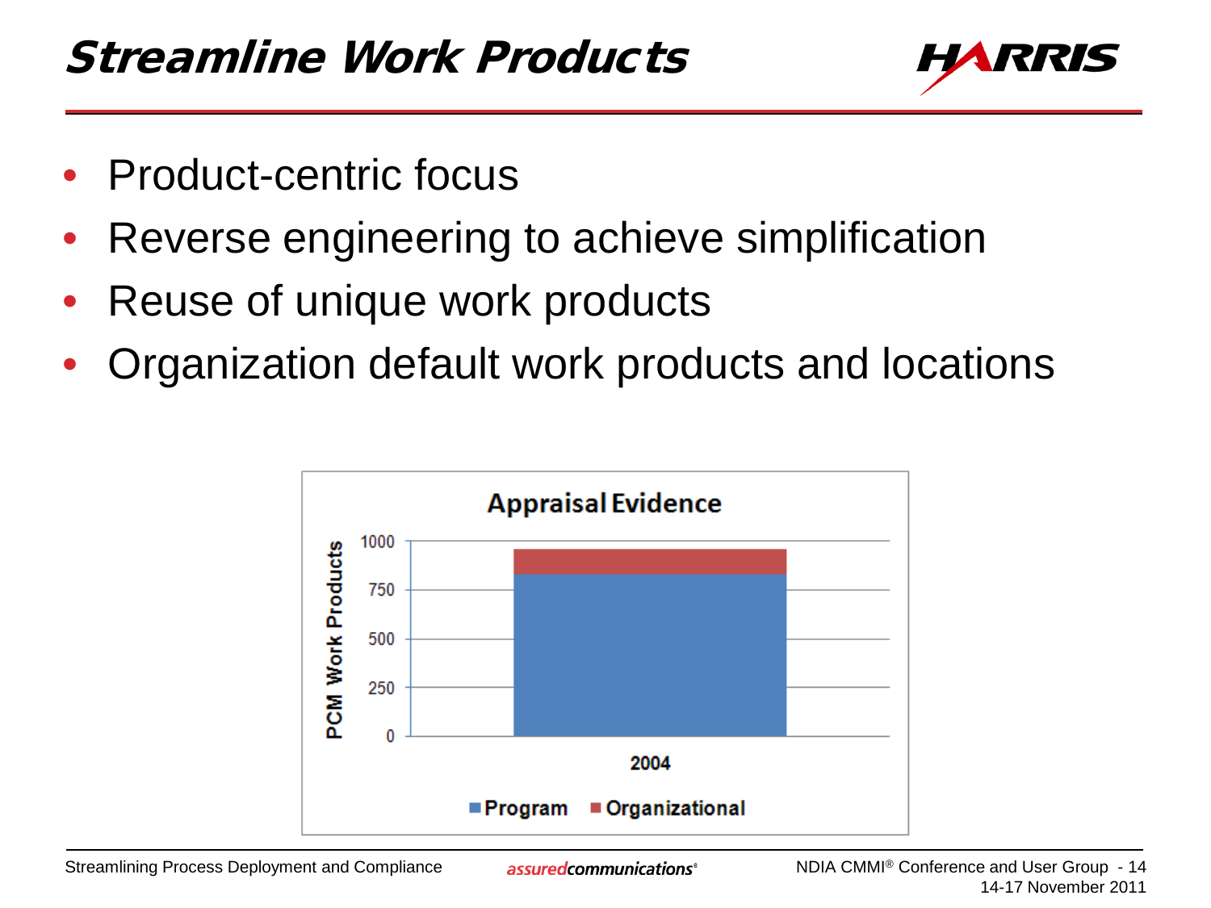# Streamline Work Products

- Product-centric focus
- Reverse engineering to achieve simplification
- Reuse of unique work products
- Organization default work products and locations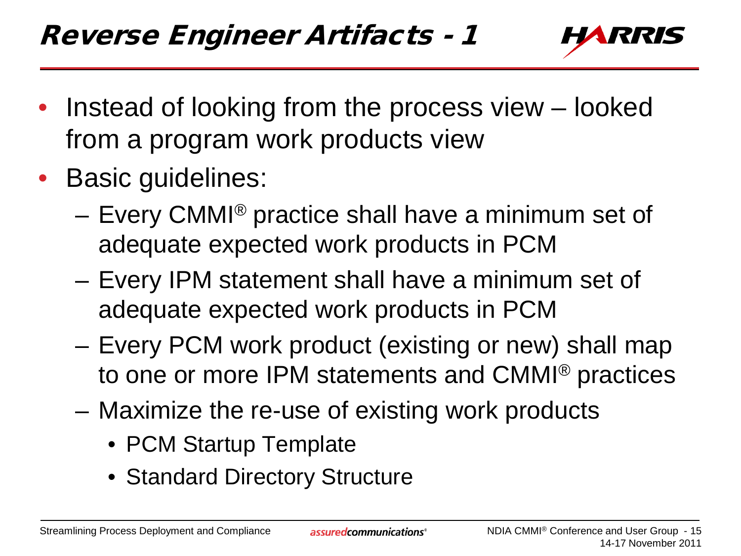# Reverse Engineer Artifacts - 1

- Instead of looking from the process view – looked from a program work products view
- Basic guidelines:
  - Every CMMI® practice shall have a minimum set of adequate expected work products in PCM
  - Every IPM statement shall have a minimum set of adequate expected work products in PCM
  - Every PCM work product (existing or new) shall map to one or more IPM statements and CMMI® practices
  - Maximize the re-use of existing work products
    - PCM Startup Template
    - Standard Directory Structure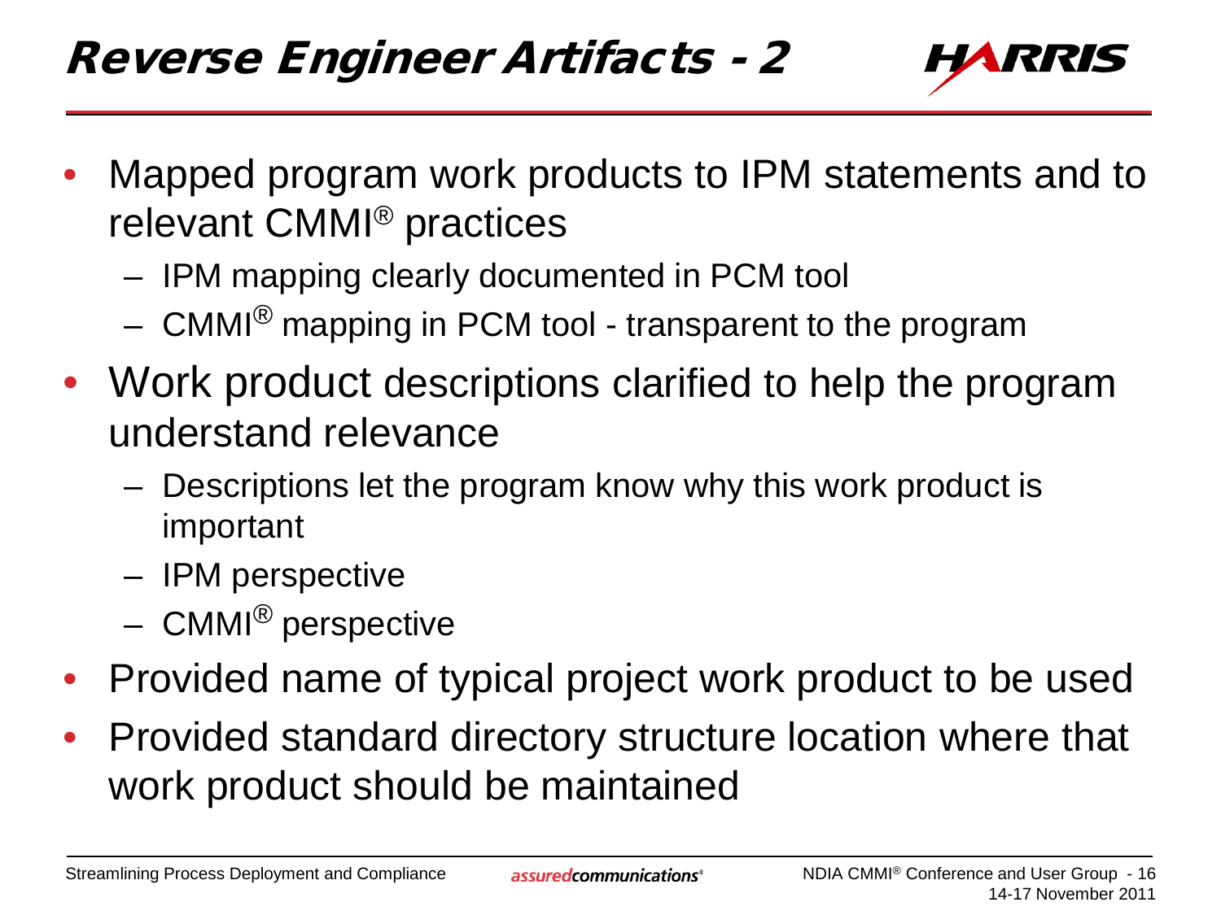# Reverse Engineer Artifacts - 2

- Mapped program work products to IPM statements and to relevant CMMI® practices
  - IPM mapping clearly documented in PCM tool
  - CMMI® mapping in PCM tool - transparent to the program
- Work product descriptions clarified to help the program understand relevance
  - Descriptions let the program know why this work product is important
  - IPM perspective
  - CMMI® perspective
- Provided name of typical project work product to be used
- Provided standard directory structure location where that work product should be maintained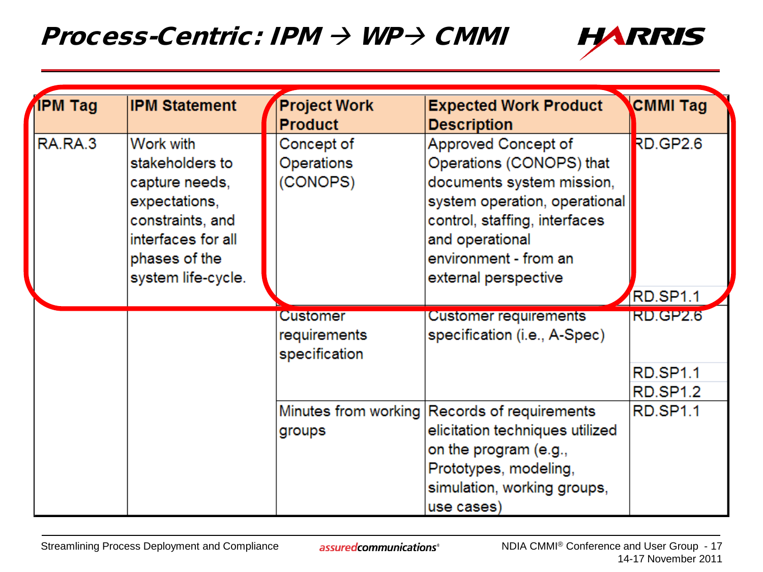# Process-Centric: IPM → WP→ CMMI

| IPM Tag | IPM Statement | Project Work Product | Expected Work Product Description | CMMI Tag |
|---|---|---|---|---|
| RA.RA.3 | Work with stakeholders to capture needs, expectations, constraints, and interfaces for all phases of the system life-cycle. | Concept of Operations (CONOPS) | Approved Concept of Operations (CONOPS) that documents system mission, system operation, operational control, staffing, interfaces and operational environment - from an external perspective | RD.GP2.6 |
| | | | | RD.SP1.1 |
| | | Customer requirements specification | Customer requirements specification (i.e., A-Spec) | RD.GP2.6 |
| | | | | RD.SP1.1 |
| | | | | RD.SP1.2 |
| | | Minutes from working groups | Records of requirements elicitation techniques utilized on the program (e.g., Prototypes, modeling, simulation, working groups, use cases) | RD.SP1.1 |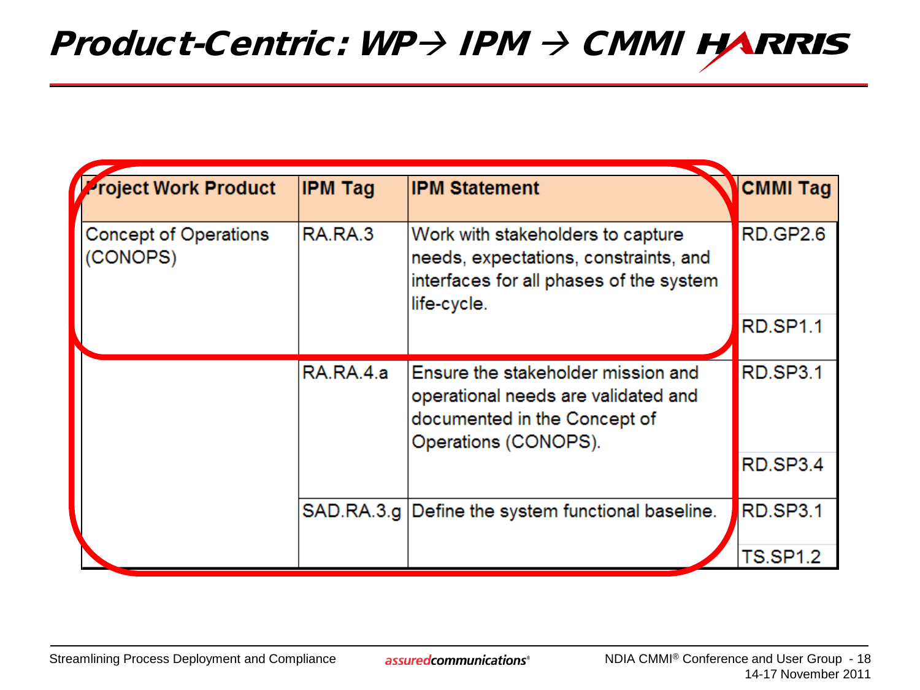# Product-Centric: WP→ IPM → CMMI

| Project Work Product | IPM Tag | IPM Statement | CMMI Tag |
|---|---|---|---|
| Concept of Operations (CONOPS) | RA.RA.3 | Work with stakeholders to capture needs, expectations, constraints, and interfaces for all phases of the system life-cycle. | RD.GP2.6 |
| | | | RD.SP1.1 |
| | RA.RA.4.a | Ensure the stakeholder mission and operational needs are validated and documented in the Concept of Operations (CONOPS). | RD.SP3.1 |
| | | | RD.SP3.4 |
| | SAD.RA.3.g | Define the system functional baseline. | RD.SP3.1 |
| | | | TS.SP1.2 |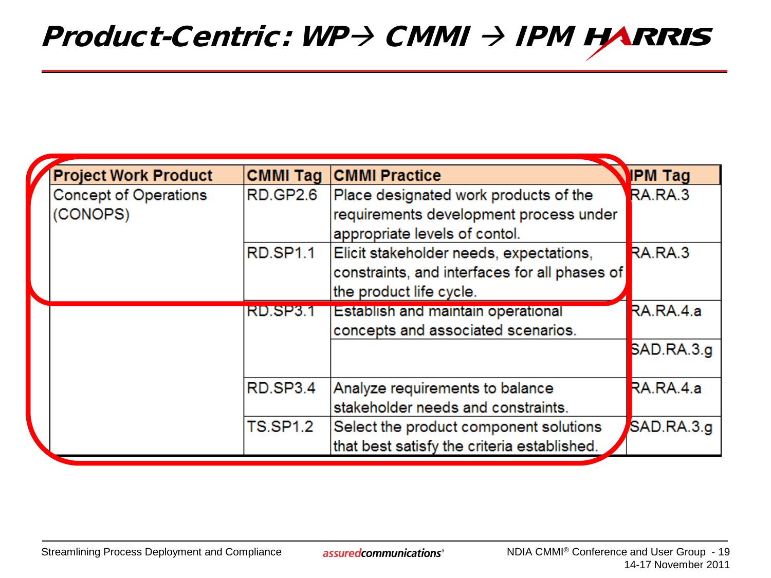# Product-Centric: WP→ CMMI → IPM

| Project Work Product | CMMI Tag | CMMI Practice | IPM Tag |
| --- | --- | --- | --- |
| Concept of Operations (CONOPS) | RD.GP2.6 | Place designated work products of the requirements development process under appropriate levels of contol. | RA.RA.3 |
| | RD.SP1.1 | Elicit stakeholder needs, expectations, constraints, and interfaces for all phases of the product life cycle. | RA.RA.3 |
| | RD.SP3.1 | Establish and maintain operational concepts and associated scenarios. | RA.RA.4.a |
| | | | SAD.RA.3.g |
| | RD.SP3.4 | Analyze requirements to balance stakeholder needs and constraints. | RA.RA.4.a |
| | TS.SP1.2 | Select the product component solutions that best satisfy the criteria established. | SAD.RA.3.g |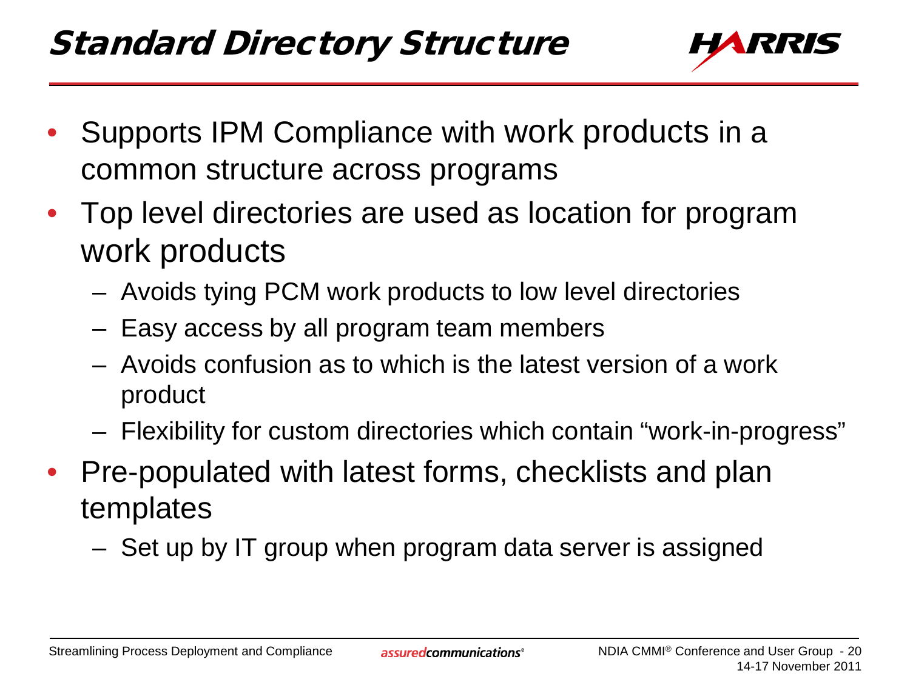# Standard Directory Structure

- Supports IPM Compliance with work products in a common structure across programs
- Top level directories are used as location for program work products
  - Avoids tying PCM work products to low level directories
  - Easy access by all program team members
  - Avoids confusion as to which is the latest version of a work product
  - Flexibility for custom directories which contain "work-in-progress"
- Pre-populated with latest forms, checklists and plan templates
  - Set up by IT group when program data server is assigned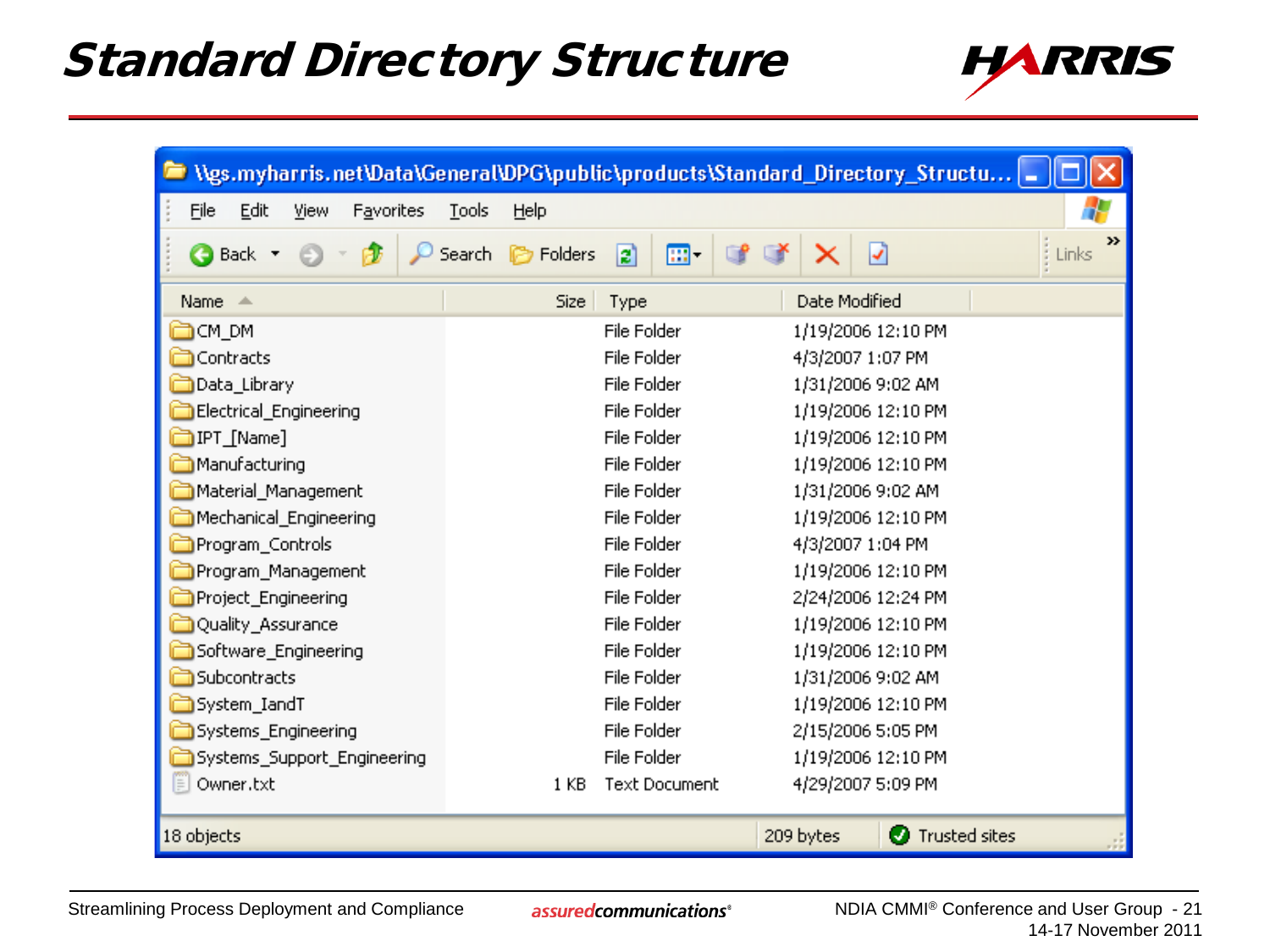# Standard Directory Structure

\\gs.myharris.net\Data\General\DPG\public\products\Standard_Directory_Structu...

| Name | Size | Type | Date Modified |
|---|---|---|---|
| CM_DM | | File Folder | 1/19/2006 12:10 PM |
| Contracts | | File Folder | 4/3/2007 1:07 PM |
| Data_Library | | File Folder | 1/31/2006 9:02 AM |
| Electrical_Engineering | | File Folder | 1/19/2006 12:10 PM |
| IPT_[Name] | | File Folder | 1/19/2006 12:10 PM |
| Manufacturing | | File Folder | 1/19/2006 12:10 PM |
| Material_Management | | File Folder | 1/31/2006 9:02 AM |
| Mechanical_Engineering | | File Folder | 1/19/2006 12:10 PM |
| Program_Controls | | File Folder | 4/3/2007 1:04 PM |
| Program_Management | | File Folder | 1/19/2006 12:10 PM |
| Project_Engineering | | File Folder | 2/24/2006 12:24 PM |
| Quality_Assurance | | File Folder | 1/19/2006 12:10 PM |
| Software_Engineering | | File Folder | 1/19/2006 12:10 PM |
| Subcontracts | | File Folder | 1/31/2006 9:02 AM |
| System_IandT | | File Folder | 1/19/2006 12:10 PM |
| Systems_Engineering | | File Folder | 2/15/2006 5:05 PM |
| Systems_Support_Engineering | | File Folder | 1/19/2006 12:10 PM |
| Owner.txt | 1 KB | Text Document | 4/29/2007 5:09 PM |

18 objects | 209 bytes | Trusted sites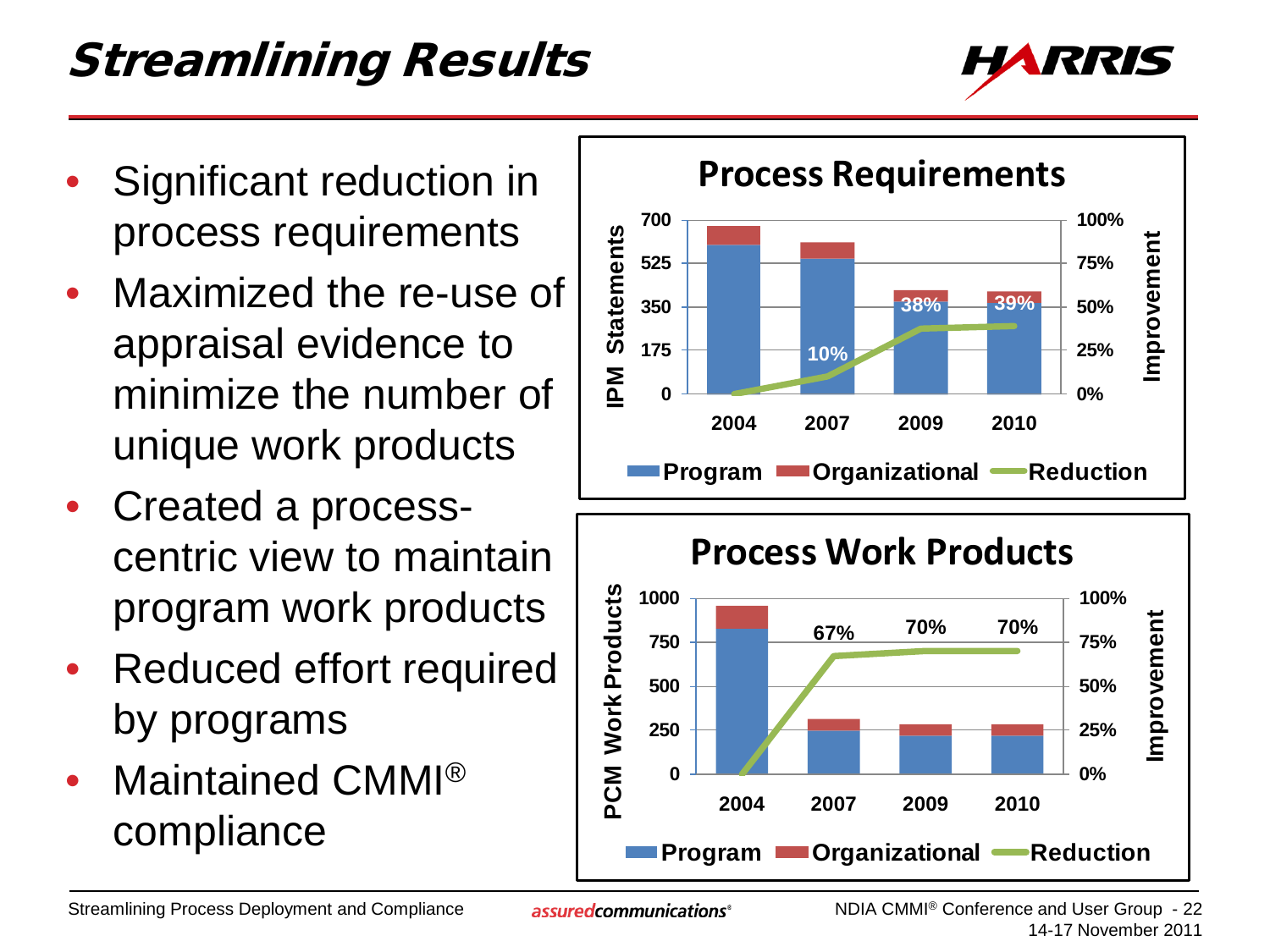# Streamlining Results

- Significant reduction in process requirements
- Maximized the re-use of appraisal evidence to minimize the number of unique work products
- Created a process-centric view to maintain program work products
- Reduced effort required by programs
- Maintained CMMI® compliance

**Process Requirements**

| Year | Reduction |
| --- | --- |
| 2004 | 0% |
| 2007 | 10% |
| 2009 | 38% |
| 2010 | 39% |

**Process Work Products**

| Year | Reduction |
| --- | --- |
| 2004 | 0% |
| 2007 | 67% |
| 2009 | 70% |
| 2010 | 70% |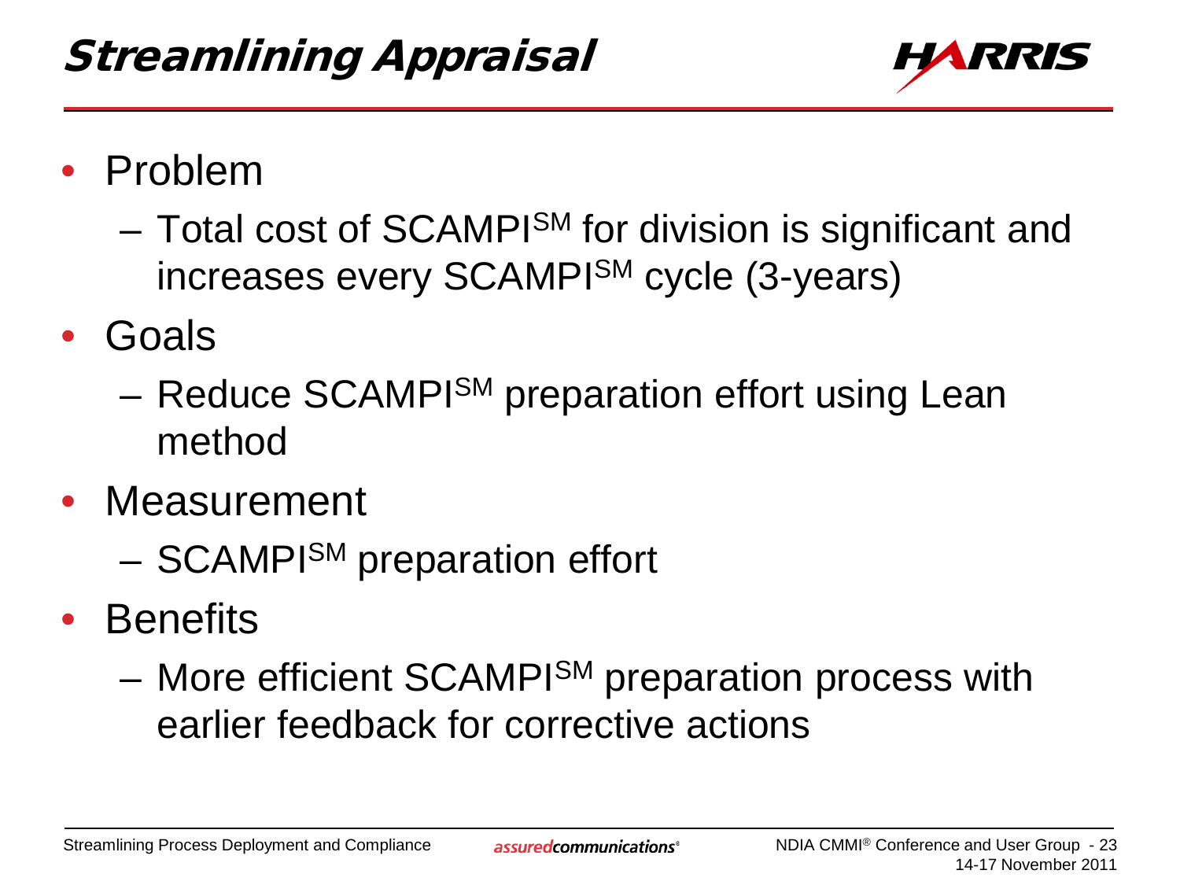# Streamlining Appraisal

- Problem
  - Total cost of SCAMPI℠ for division is significant and increases every SCAMPI℠ cycle (3-years)
- Goals
  - Reduce SCAMPI℠ preparation effort using Lean method
- Measurement
  - SCAMPI℠ preparation effort
- Benefits
  - More efficient SCAMPI℠ preparation process with earlier feedback for corrective actions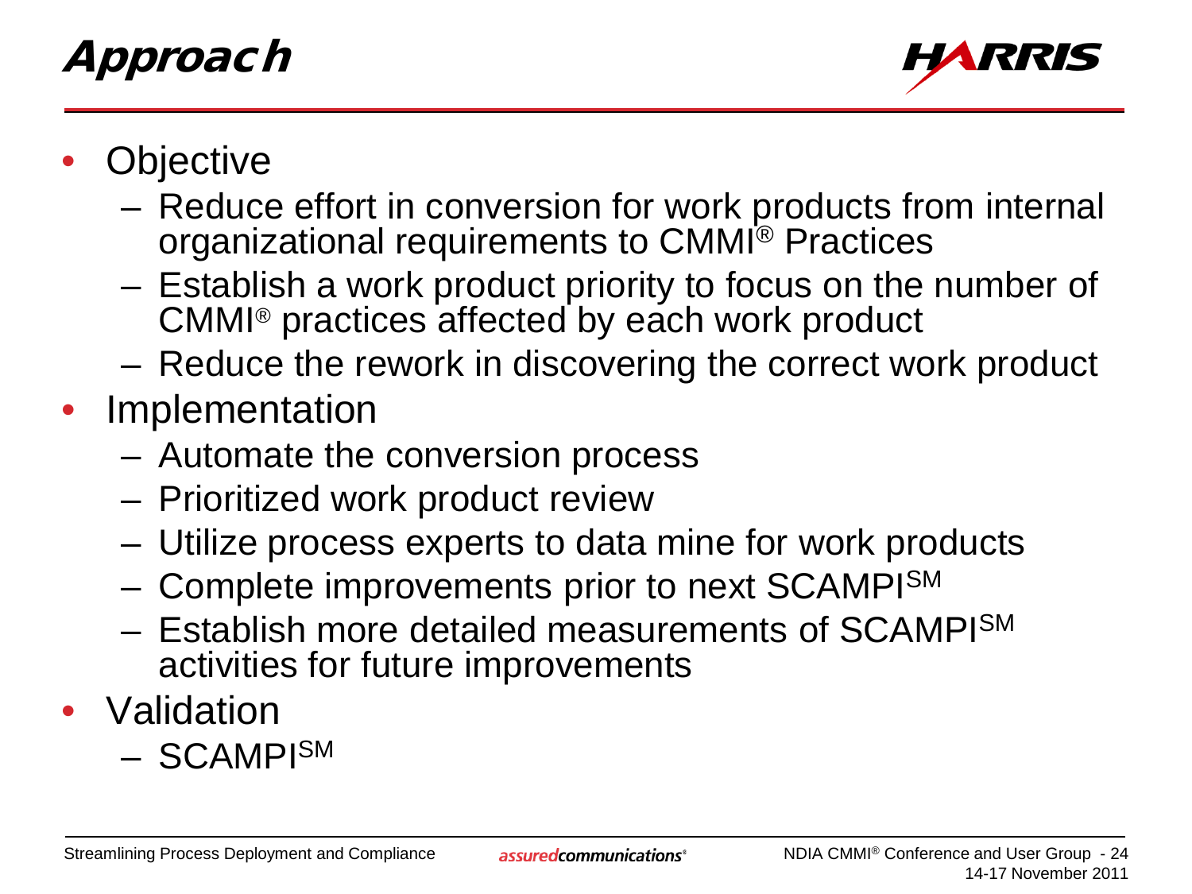# Approach

- Objective
  - Reduce effort in conversion for work products from internal organizational requirements to CMMI® Practices
  - Establish a work product priority to focus on the number of CMMI® practices affected by each work product
  - Reduce the rework in discovering the correct work product
- Implementation
  - Automate the conversion process
  - Prioritized work product review
  - Utilize process experts to data mine for work products
  - Complete improvements prior to next SCAMPI℠
  - Establish more detailed measurements of SCAMPI℠ activities for future improvements
- Validation
  - SCAMPI℠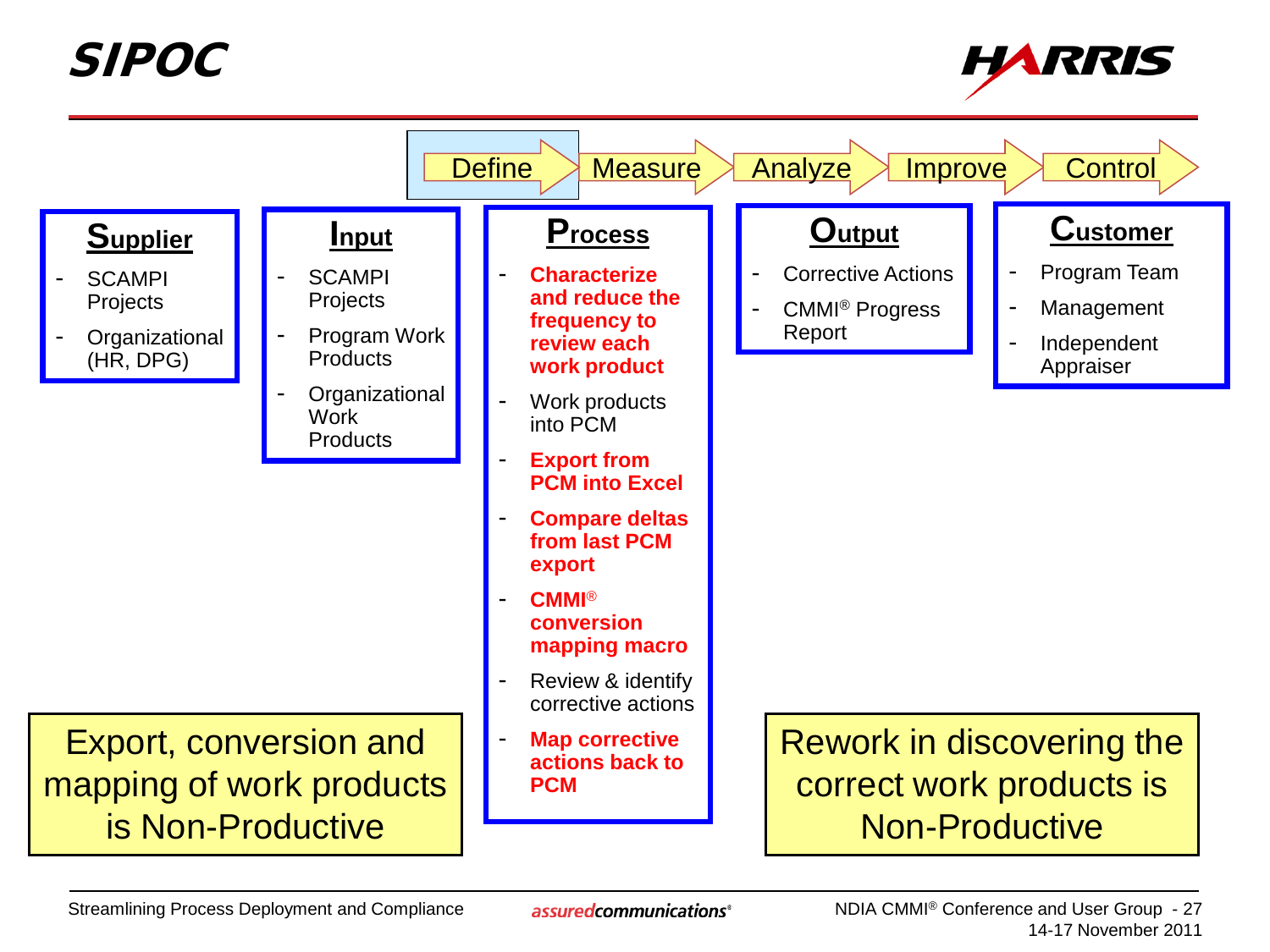# SIPOC

Define → Measure → Analyze → Improve → Control

| **Supplier** | **Input** | **Process** | **Output** | **Customer** |
|---|---|---|---|---|
| - SCAMPI Projects<br>- Organizational (HR, DPG) | - SCAMPI Projects<br>- Program Work Products<br>- Organizational Work Products | - **Characterize and reduce the frequency to review each work product**<br>- Work products into PCM<br>- **Export from PCM into Excel**<br>- **Compare deltas from last PCM export**<br>- **CMMI® conversion mapping macro**<br>- Review & identify corrective actions<br>- **Map corrective actions back to PCM** | - Corrective Actions<br>- CMMI® Progress Report | - Program Team<br>- Management<br>- Independent Appraiser |

Export, conversion and mapping of work products is Non-Productive

Rework in discovering the correct work products is Non-Productive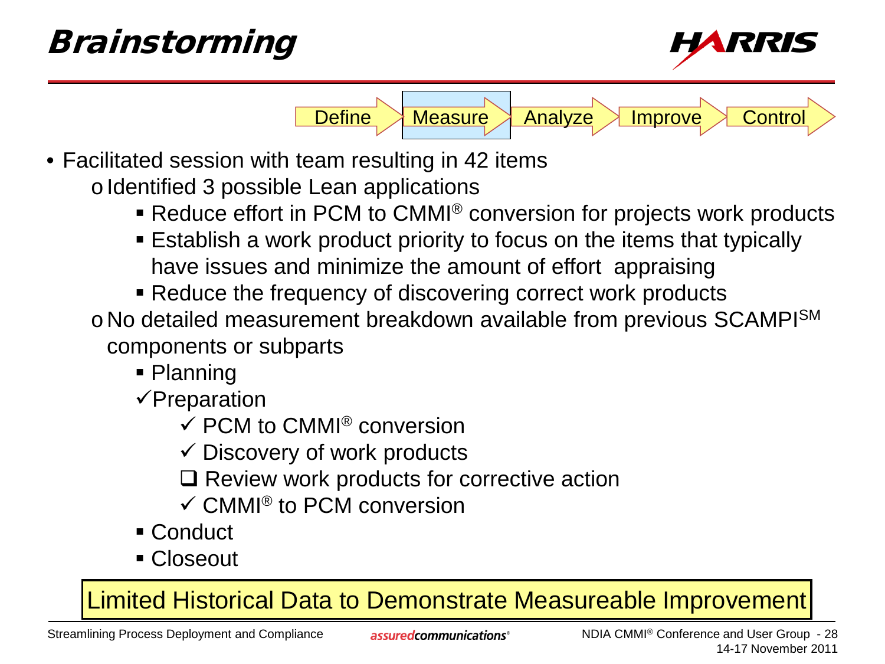# Brainstorming

Define → **Measure** → Analyze → Improve → Control

- Facilitated session with team resulting in 42 items
  - Identified 3 possible Lean applications
    - Reduce effort in PCM to CMMI® conversion for projects work products
    - Establish a work product priority to focus on the items that typically have issues and minimize the amount of effort appraising
    - Reduce the frequency of discovering correct work products
  - No detailed measurement breakdown available from previous SCAMPI℠ components or subparts
    - Planning
    - ✓ Preparation
      - ✓ PCM to CMMI® conversion
      - ✓ Discovery of work products
      - ❑ Review work products for corrective action
      - ✓ CMMI® to PCM conversion
    - Conduct
    - Closeout

**Limited Historical Data to Demonstrate Measureable Improvement**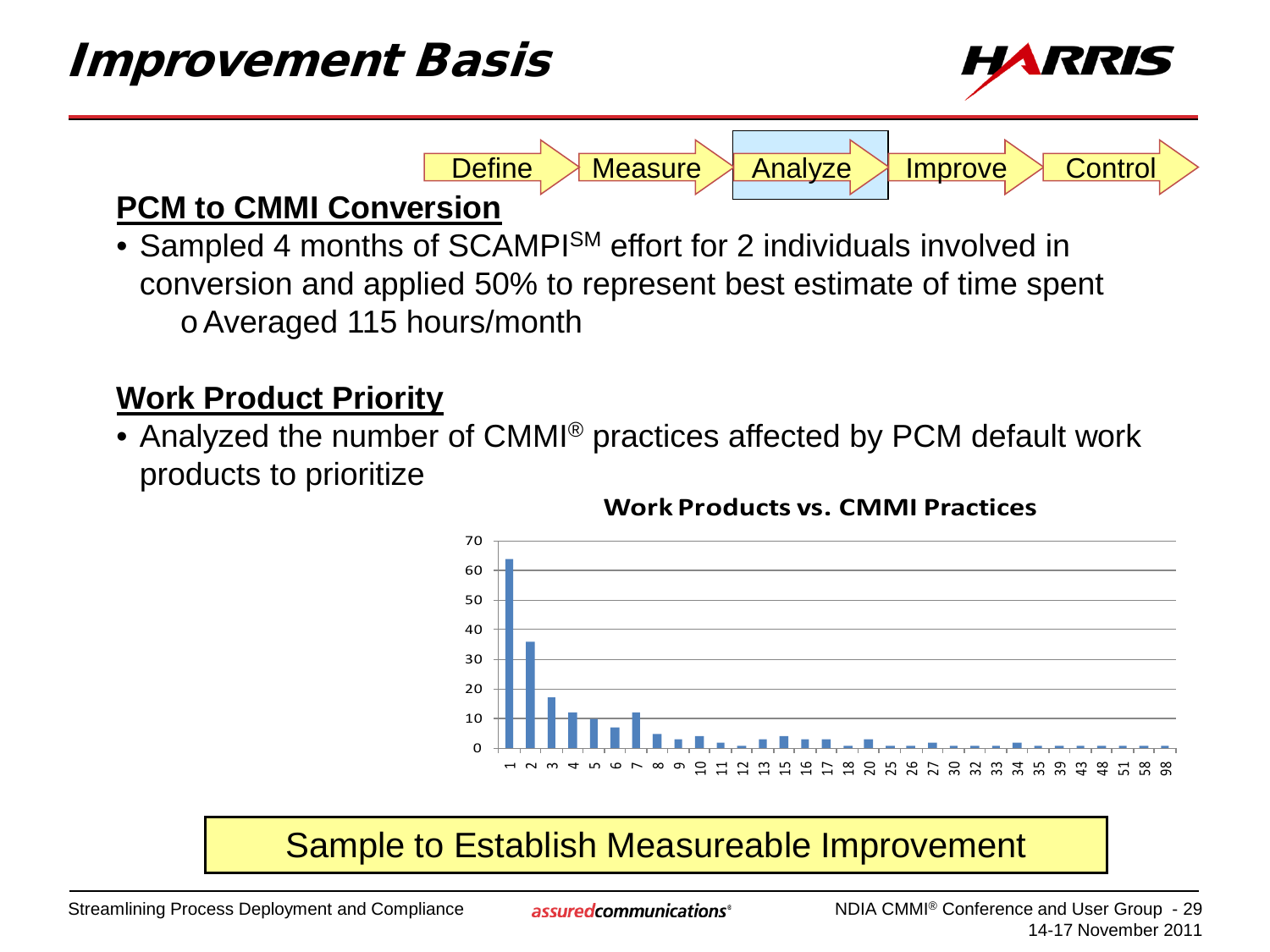# Improvement Basis

Define → Measure → **Analyze** → Improve → Control

## PCM to CMMI Conversion

- Sampled 4 months of SCAMPI[SM] effort for 2 individuals involved in conversion and applied 50% to represent best estimate of time spent
  - Averaged 115 hours/month

## Work Product Priority

- Analyzed the number of CMMI® practices affected by PCM default work products to prioritize

**Work Products vs. CMMI Practices**

| Practices | Work Products |
|---|---|
| 1 | 64 |
| 2 | 36 |
| 3 | 17 |
| 4 | 12 |
| 5 | 10 |
| 6 | 7 |
| 7 | 12 |
| 8 | 5 |
| 9 | 3 |
| 10 | 4 |
| 11 | 2 |
| 12 | 1 |
| 13 | 3 |
| 15 | 4 |
| 16 | 3 |
| 17 | 3 |
| 18 | 1 |
| 20 | 3 |
| 25 | 1 |
| 26 | 1 |
| 27 | 2 |
| 30 | 1 |
| 32 | 1 |
| 33 | 1 |
| 34 | 2 |
| 35 | 1 |
| 39 | 1 |
| 43 | 1 |
| 48 | 1 |
| 51 | 1 |
| 58 | 1 |
| 98 | 1 |

**Sample to Establish Measureable Improvement**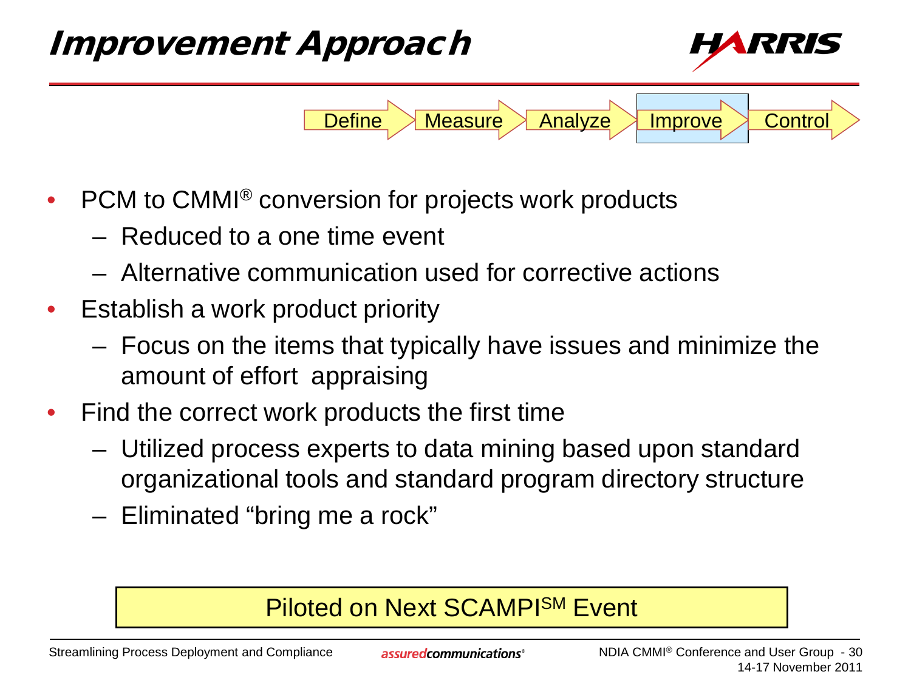# Improvement Approach

Define → Measure → Analyze → **Improve** → Control

- PCM to CMMI® conversion for projects work products
  - Reduced to a one time event
  - Alternative communication used for corrective actions
- Establish a work product priority
  - Focus on the items that typically have issues and minimize the amount of effort appraising
- Find the correct work products the first time
  - Utilized process experts to data mining based upon standard organizational tools and standard program directory structure
  - Eliminated “bring me a rock”

**Piloted on Next SCAMPI℠ Event**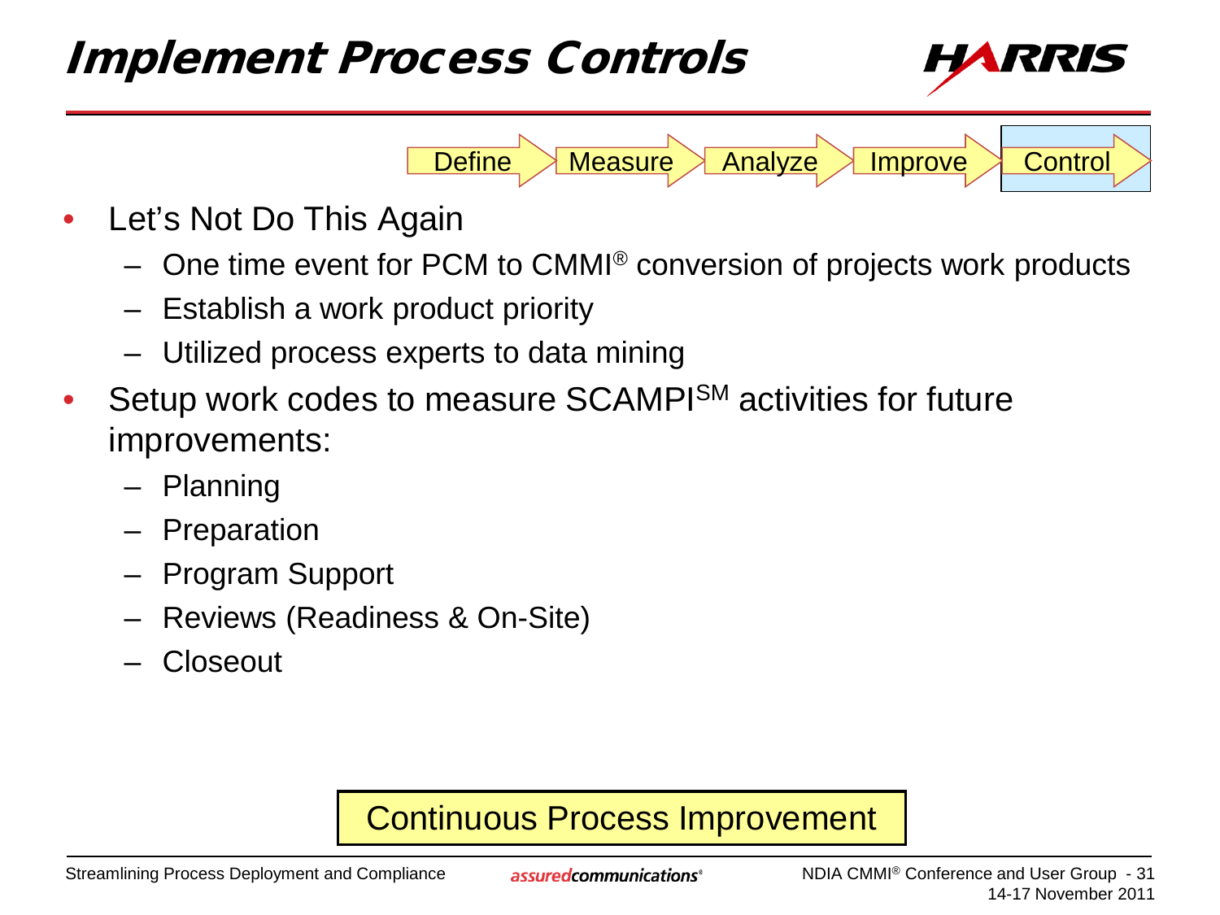# Implement Process Controls

Define → Measure → Analyze → Improve → **Control**

- Let's Not Do This Again
  - One time event for PCM to CMMI® conversion of projects work products
  - Establish a work product priority
  - Utilized process experts to data mining
- Setup work codes to measure SCAMPI℠ activities for future improvements:
  - Planning
  - Preparation
  - Program Support
  - Reviews (Readiness & On-Site)
  - Closeout

**Continuous Process Improvement**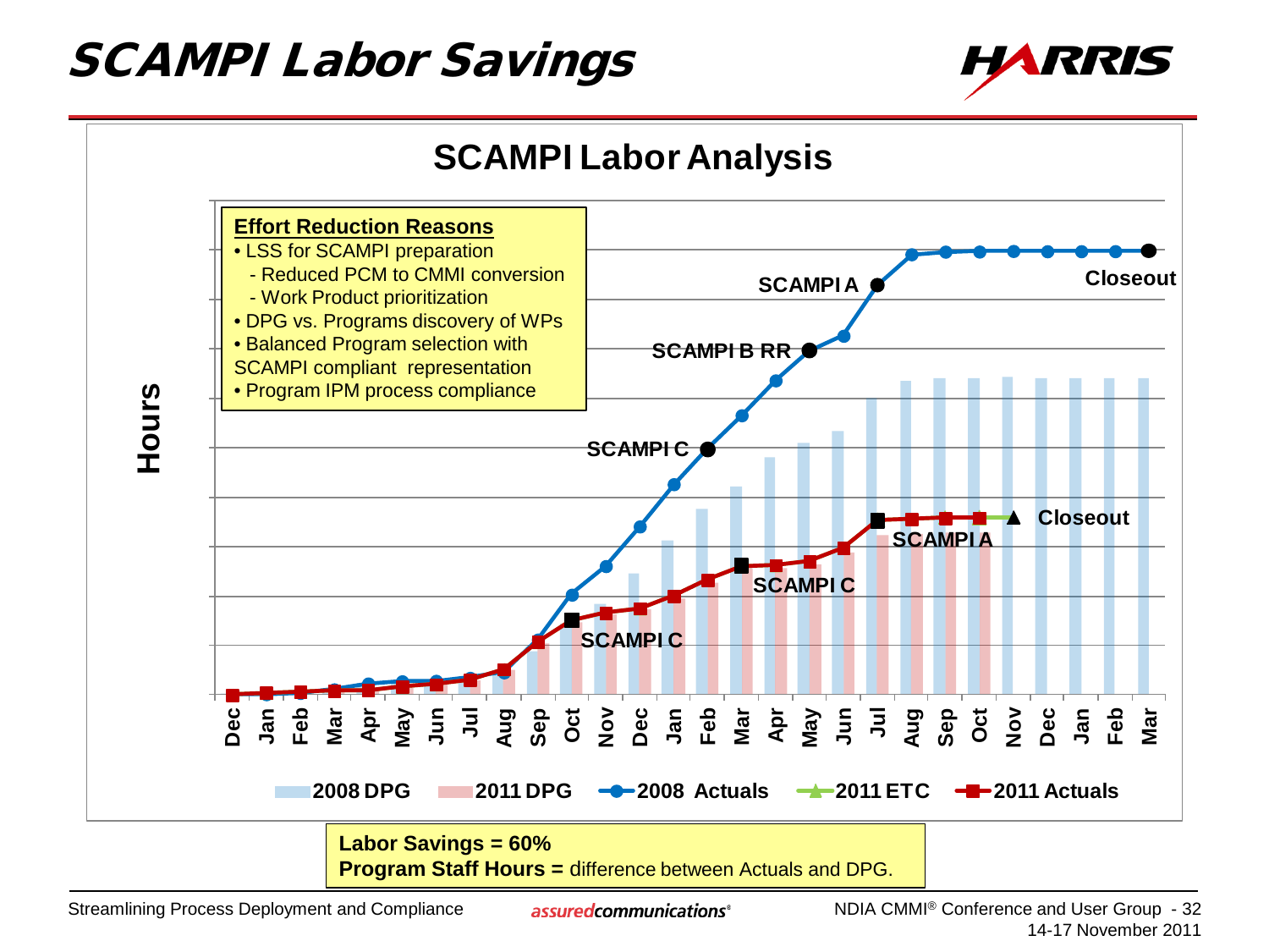# SCAMPI Labor Savings

## SCAMPI Labor Analysis

**Effort Reduction Reasons**

- LSS for SCAMPI preparation
  - Reduced PCM to CMMI conversion
  - Work Product prioritization
- DPG vs. Programs discovery of WPs
- Balanced Program selection with SCAMPI compliant representation
- Program IPM process compliance

Hours

SCAMPI C, SCAMPI B RR, SCAMPI A, Closeout (2008); SCAMPI C, SCAMPI C, SCAMPI A, Closeout (2011)

Dec, Jan, Feb, Mar, Apr, May, Jun, Jul, Aug, Sep, Oct, Nov, Dec, Jan, Feb, Mar, Apr, May, Jun, Jul, Aug, Sep, Oct, Nov, Dec, Jan, Feb, Mar

2008 DPG | 2011 DPG | 2008 Actuals | 2011 ETC | 2011 Actuals

**Labor Savings = 60%**
**Program Staff Hours =** difference between Actuals and DPG.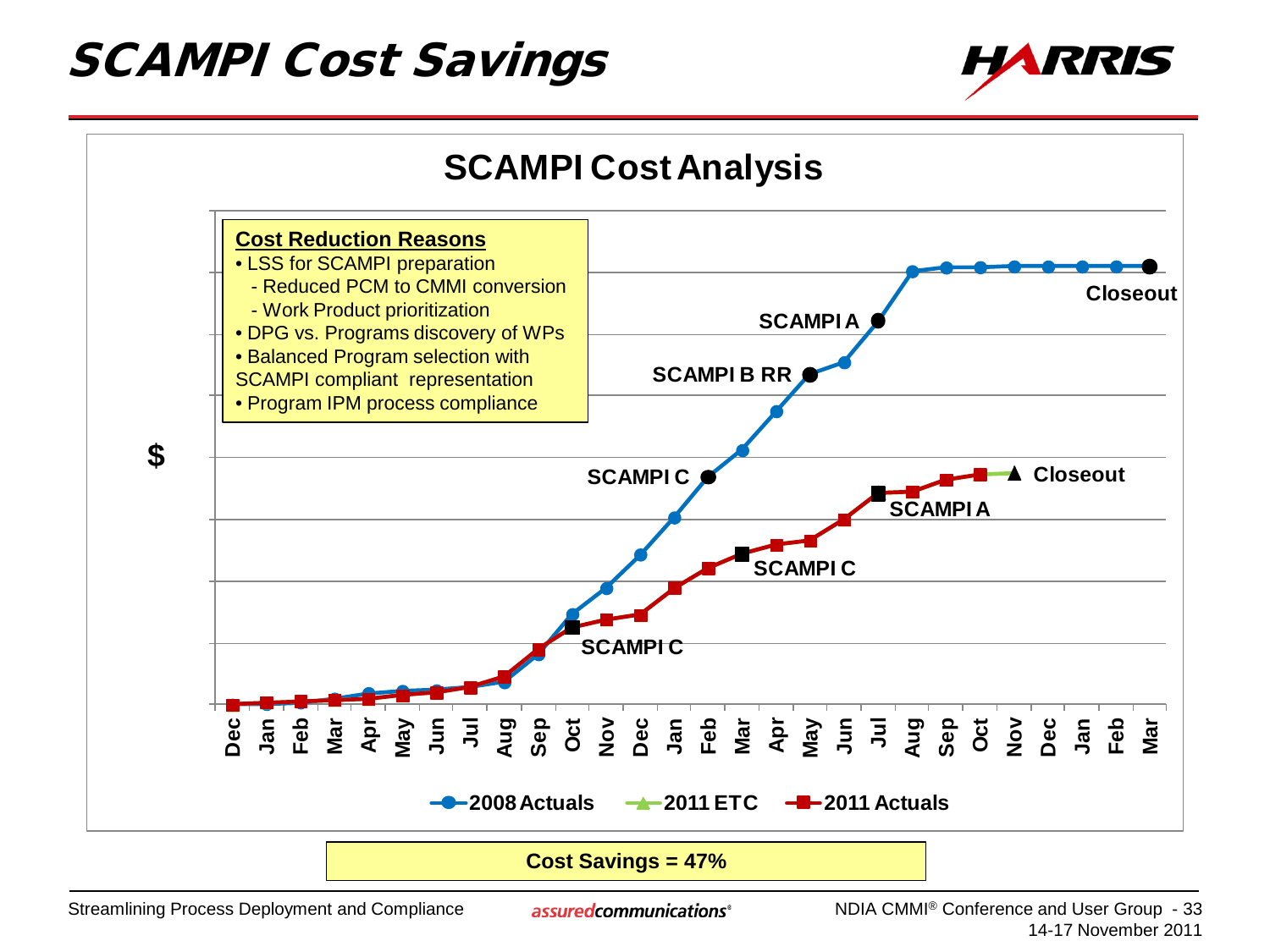# SCAMPI Cost Savings

## SCAMPI Cost Analysis

**Cost Reduction Reasons**

- LSS for SCAMPI preparation
  - Reduced PCM to CMMI conversion
  - Work Product prioritization
- DPG vs. Programs discovery of WPs
- Balanced Program selection with SCAMPI compliant representation
- Program IPM process compliance

$

SCAMPI C, SCAMPI B RR, SCAMPI A, Closeout

SCAMPI C, SCAMPI C, SCAMPI A, Closeout

Dec Jan Feb Mar Apr May Jun Jul Aug Sep Oct Nov Dec Jan Feb Mar Apr May Jun Jul Aug Sep Oct Nov Dec Jan Feb Mar

2008 Actuals — 2011 ETC — 2011 Actuals

**Cost Savings = 47%**

Streamlining Process Deployment and Compliance

NDIA CMMI® Conference and User Group

14-17 November 2011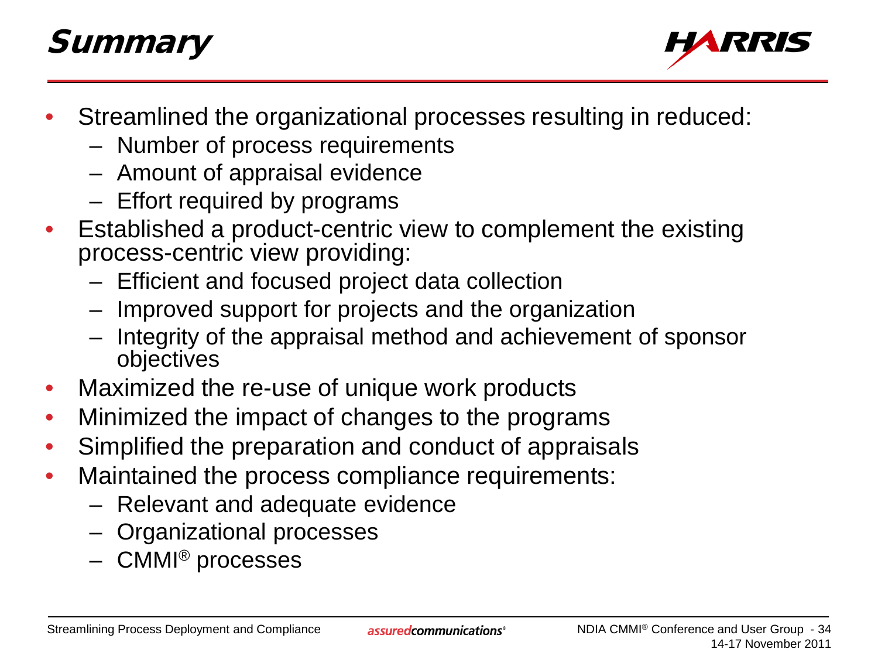# Summary

- Streamlined the organizational processes resulting in reduced:
  - Number of process requirements
  - Amount of appraisal evidence
  - Effort required by programs
- Established a product-centric view to complement the existing process-centric view providing:
  - Efficient and focused project data collection
  - Improved support for projects and the organization
  - Integrity of the appraisal method and achievement of sponsor objectives
- Maximized the re-use of unique work products
- Minimized the impact of changes to the programs
- Simplified the preparation and conduct of appraisals
- Maintained the process compliance requirements:
  - Relevant and adequate evidence
  - Organizational processes
  - CMMI® processes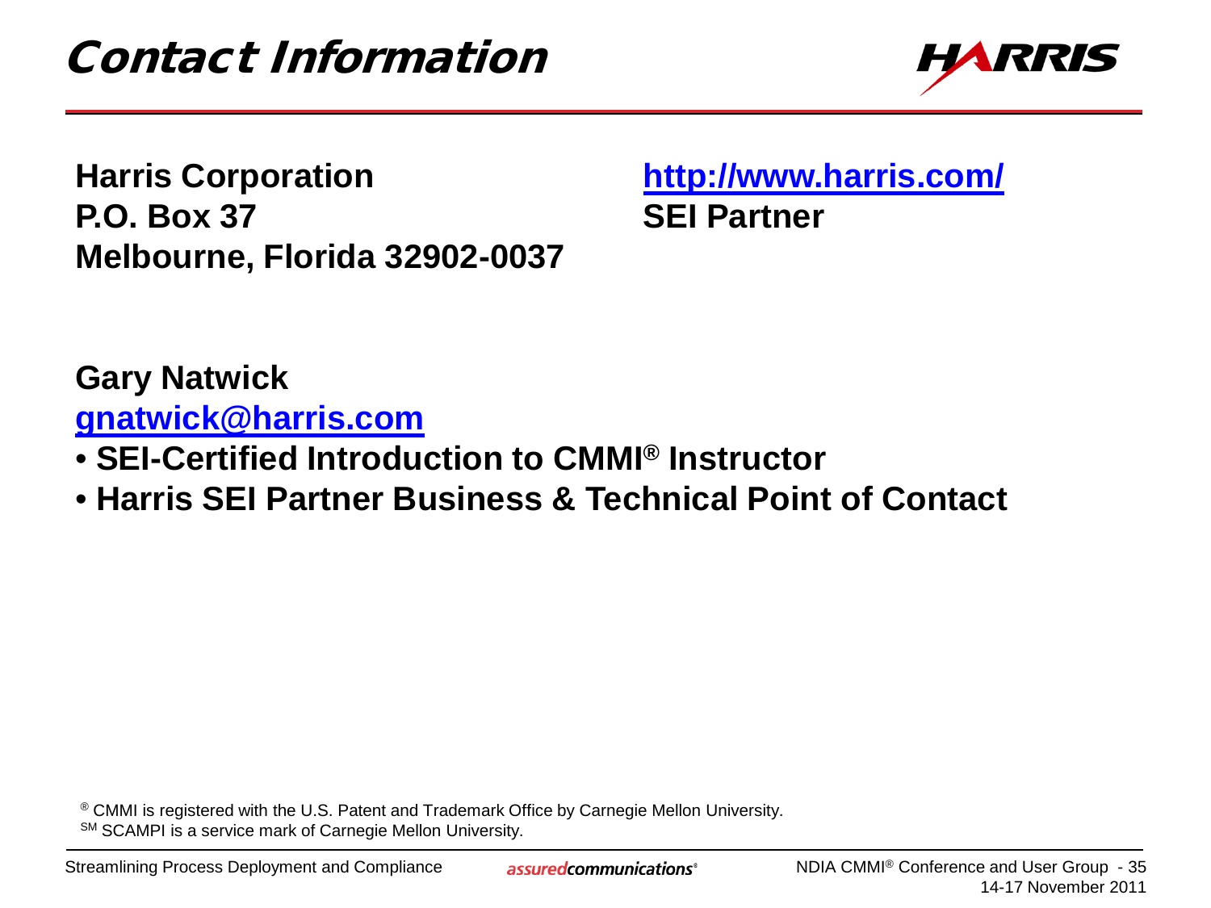# Contact Information

**Harris Corporation**
**P.O. Box 37**
**Melbourne, Florida 32902-0037**

**http://www.harris.com/**
**SEI Partner**

**Gary Natwick**
**gnatwick@harris.com**

- **SEI-Certified Introduction to CMMI® Instructor**
- **Harris SEI Partner Business & Technical Point of Contact**

® CMMI is registered with the U.S. Patent and Trademark Office by Carnegie Mellon University.
SM SCAMPI is a service mark of Carnegie Mellon University.